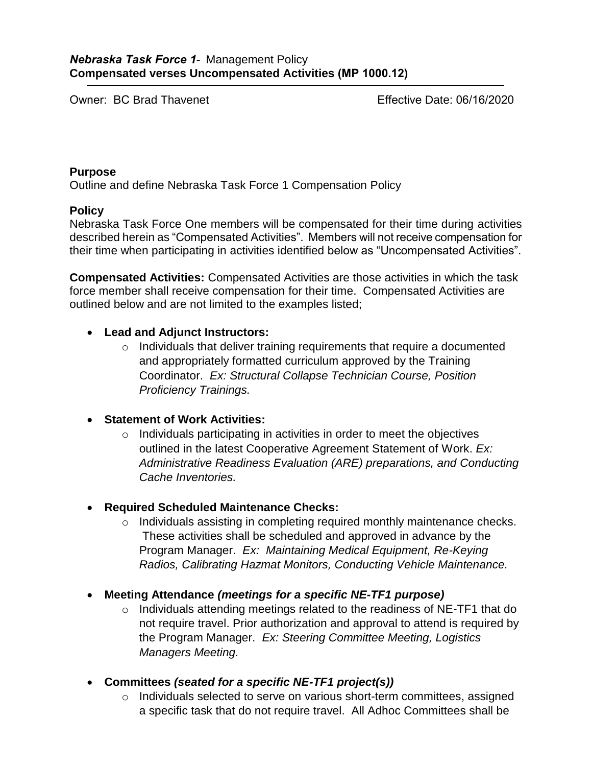***Nebraska Task Force 1***- Management Policy
**Compensated verses Uncompensated Activities (MP 1000.12)**

---

Owner: BC Brad Thavenet                                                      Effective Date: 06/16/2020

**Purpose**
Outline and define Nebraska Task Force 1 Compensation Policy

**Policy**
Nebraska Task Force One members will be compensated for their time during activities described herein as "Compensated Activities". Members will not receive compensation for their time when participating in activities identified below as "Uncompensated Activities".

**Compensated Activities:** Compensated Activities are those activities in which the task force member shall receive compensation for their time. Compensated Activities are outlined below and are not limited to the examples listed;

- **Lead and Adjunct Instructors:**
  - Individuals that deliver training requirements that require a documented and appropriately formatted curriculum approved by the Training Coordinator. *Ex: Structural Collapse Technician Course, Position Proficiency Trainings.*
- **Statement of Work Activities:**
  - Individuals participating in activities in order to meet the objectives outlined in the latest Cooperative Agreement Statement of Work. *Ex: Administrative Readiness Evaluation (ARE) preparations, and Conducting Cache Inventories.*
- **Required Scheduled Maintenance Checks:**
  - Individuals assisting in completing required monthly maintenance checks. These activities shall be scheduled and approved in advance by the Program Manager. *Ex: Maintaining Medical Equipment, Re-Keying Radios, Calibrating Hazmat Monitors, Conducting Vehicle Maintenance.*
- **Meeting Attendance *(meetings for a specific NE-TF1 purpose)***
  - Individuals attending meetings related to the readiness of NE-TF1 that do not require travel. Prior authorization and approval to attend is required by the Program Manager. *Ex: Steering Committee Meeting, Logistics Managers Meeting.*
- **Committees *(seated for a specific NE-TF1 project(s))***
  - Individuals selected to serve on various short-term committees, assigned a specific task that do not require travel. All Adhoc Committees shall be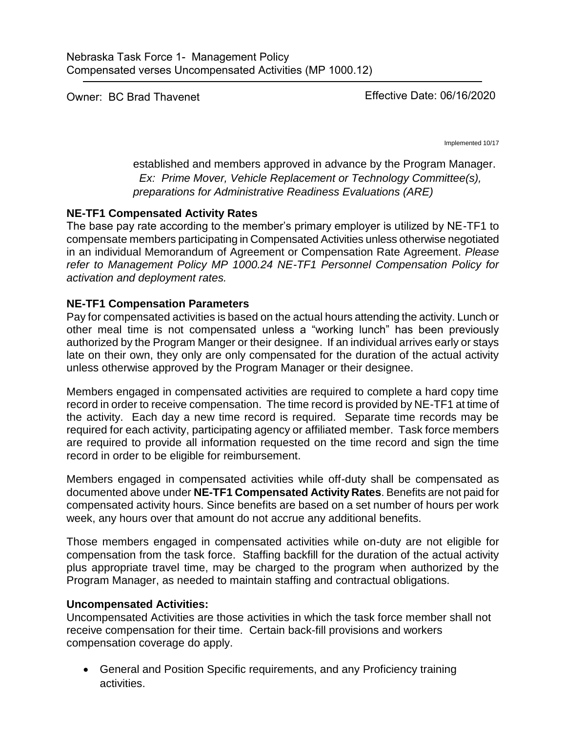established and members approved in advance by the Program Manager. *Ex: Prime Mover, Vehicle Replacement or Technology Committee(s), preparations for Administrative Readiness Evaluations (ARE)*

**NE-TF1 Compensated Activity Rates**

The base pay rate according to the member's primary employer is utilized by NE-TF1 to compensate members participating in Compensated Activities unless otherwise negotiated in an individual Memorandum of Agreement or Compensation Rate Agreement. *Please refer to Management Policy MP 1000.24 NE-TF1 Personnel Compensation Policy for activation and deployment rates.*

**NE-TF1 Compensation Parameters**

Pay for compensated activities is based on the actual hours attending the activity. Lunch or other meal time is not compensated unless a "working lunch" has been previously authorized by the Program Manger or their designee. If an individual arrives early or stays late on their own, they only are only compensated for the duration of the actual activity unless otherwise approved by the Program Manager or their designee.

Members engaged in compensated activities are required to complete a hard copy time record in order to receive compensation. The time record is provided by NE-TF1 at time of the activity. Each day a new time record is required. Separate time records may be required for each activity, participating agency or affiliated member. Task force members are required to provide all information requested on the time record and sign the time record in order to be eligible for reimbursement.

Members engaged in compensated activities while off-duty shall be compensated as documented above under **NE-TF1 Compensated Activity Rates**. Benefits are not paid for compensated activity hours. Since benefits are based on a set number of hours per work week, any hours over that amount do not accrue any additional benefits.

Those members engaged in compensated activities while on-duty are not eligible for compensation from the task force. Staffing backfill for the duration of the actual activity plus appropriate travel time, may be charged to the program when authorized by the Program Manager, as needed to maintain staffing and contractual obligations.

**Uncompensated Activities:**

Uncompensated Activities are those activities in which the task force member shall not receive compensation for their time. Certain back-fill provisions and workers compensation coverage do apply.

- General and Position Specific requirements, and any Proficiency training activities.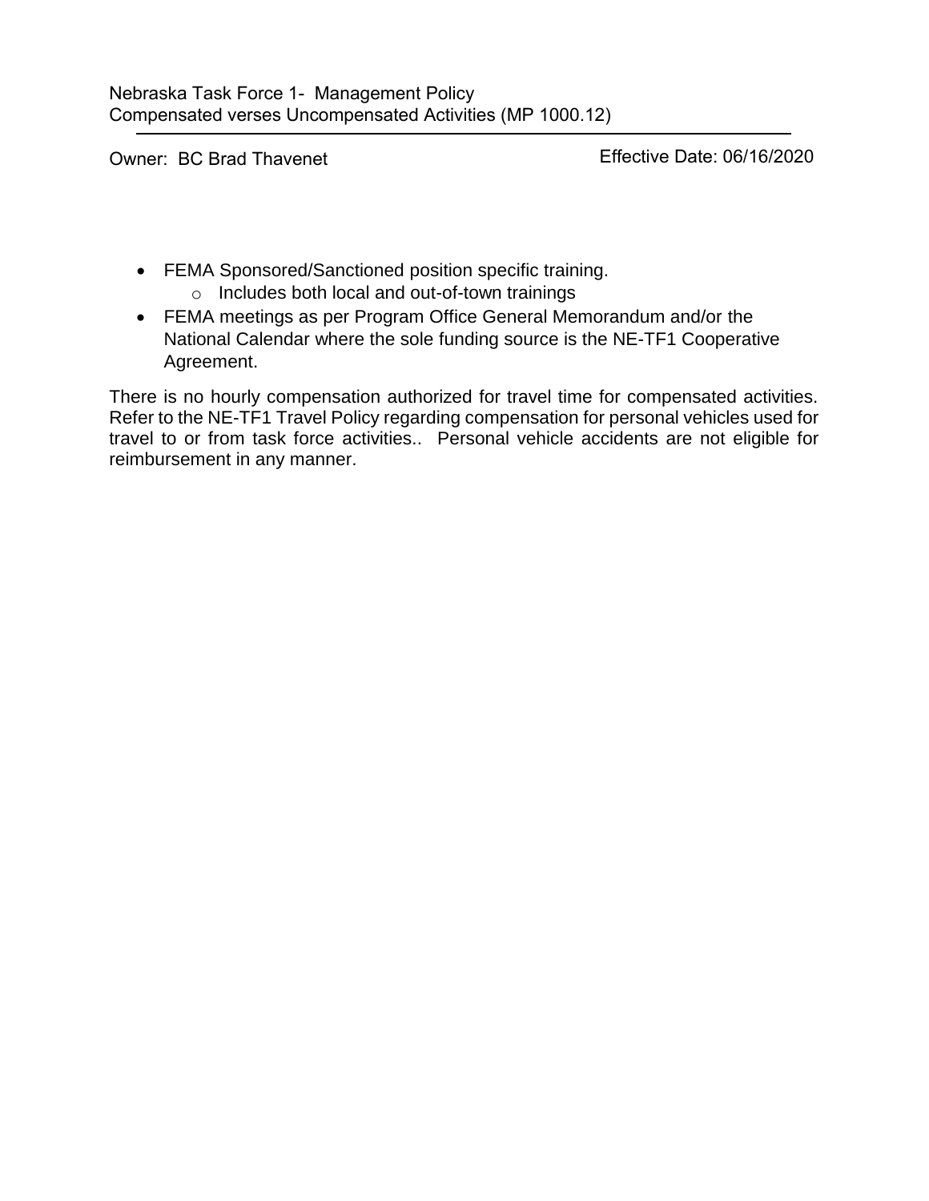- FEMA Sponsored/Sanctioned position specific training.
  - Includes both local and out-of-town trainings
- FEMA meetings as per Program Office General Memorandum and/or the National Calendar where the sole funding source is the NE-TF1 Cooperative Agreement.

There is no hourly compensation authorized for travel time for compensated activities. Refer to the NE-TF1 Travel Policy regarding compensation for personal vehicles used for travel to or from task force activities.. Personal vehicle accidents are not eligible for reimbursement in any manner.